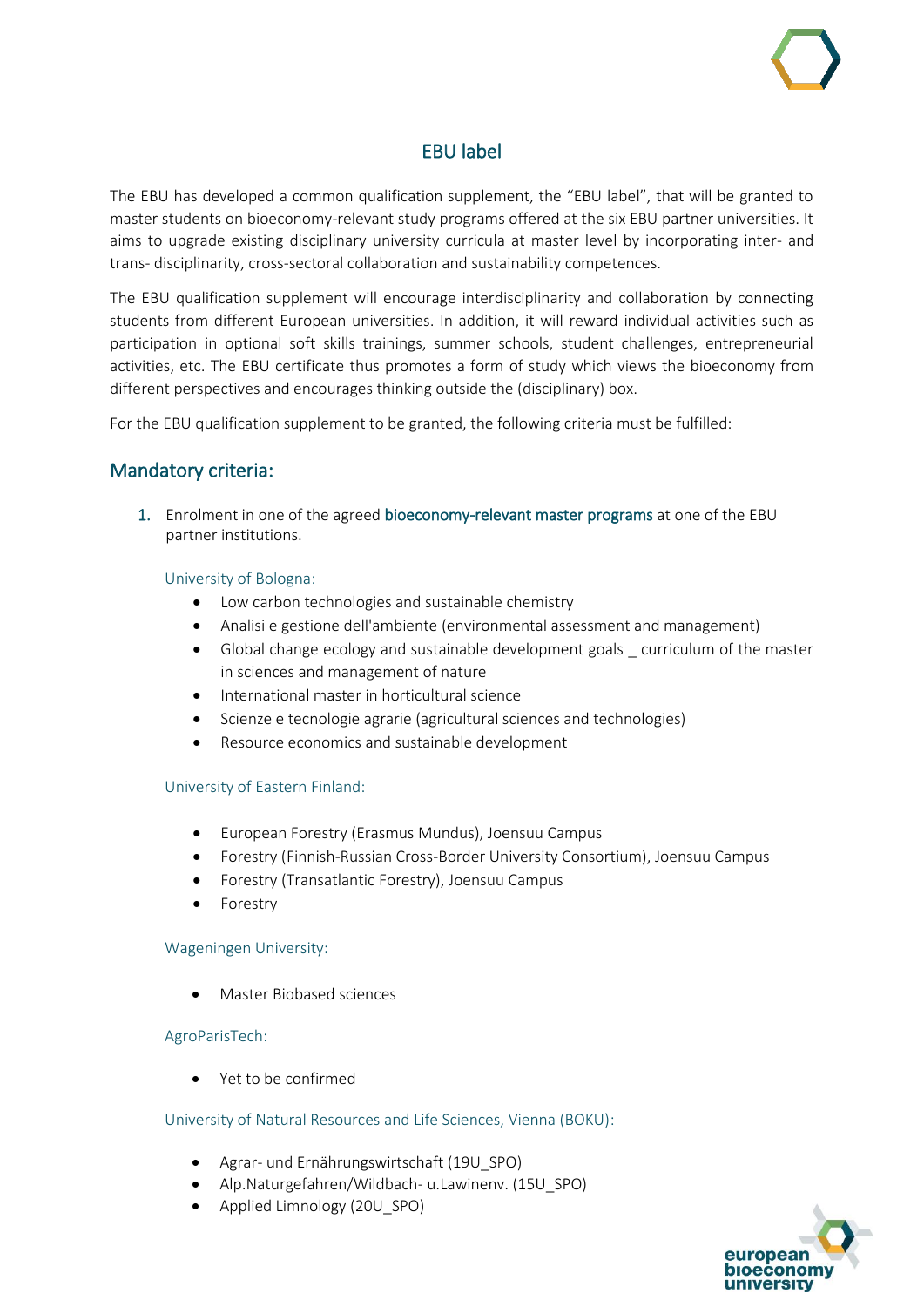# EBU label

The EBU has developed a common qualification supplement, the "EBU label", that will be granted to master students on bioeconomy-relevant study programs offered at the six EBU partner universities. It aims to upgrade existing disciplinary university curricula at master level by incorporating inter- and trans- disciplinarity, cross-sectoral collaboration and sustainability competences.

The EBU qualification supplement will encourage interdisciplinarity and collaboration by connecting students from different European universities. In addition, it will reward individual activities such as participation in optional soft skills trainings, summer schools, student challenges, entrepreneurial activities, etc. The EBU certificate thus promotes a form of study which views the bioeconomy from different perspectives and encourages thinking outside the (disciplinary) box.

For the EBU qualification supplement to be granted, the following criteria must be fulfilled:

## Mandatory criteria:

1. Enrolment in one of the agreed bioeconomy-relevant master programs at one of the EBU partner institutions.

   University of Bologna:

   - Low carbon technologies and sustainable chemistry
   - Analisi e gestione dell'ambiente (environmental assessment and management)
   - Global change ecology and sustainable development goals _ curriculum of the master in sciences and management of nature
   - International master in horticultural science
   - Scienze e tecnologie agrarie (agricultural sciences and technologies)
   - Resource economics and sustainable development

   University of Eastern Finland:

   - European Forestry (Erasmus Mundus), Joensuu Campus
   - Forestry (Finnish-Russian Cross-Border University Consortium), Joensuu Campus
   - Forestry (Transatlantic Forestry), Joensuu Campus
   - Forestry

   Wageningen University:

   - Master Biobased sciences

   AgroParisTech:

   - Yet to be confirmed

   University of Natural Resources and Life Sciences, Vienna (BOKU):

   - Agrar- und Ernährungswirtschaft (19U_SPO)
   - Alp.Naturgefahren/Wildbach- u.Lawinenv. (15U_SPO)
   - Applied Limnology (20U_SPO)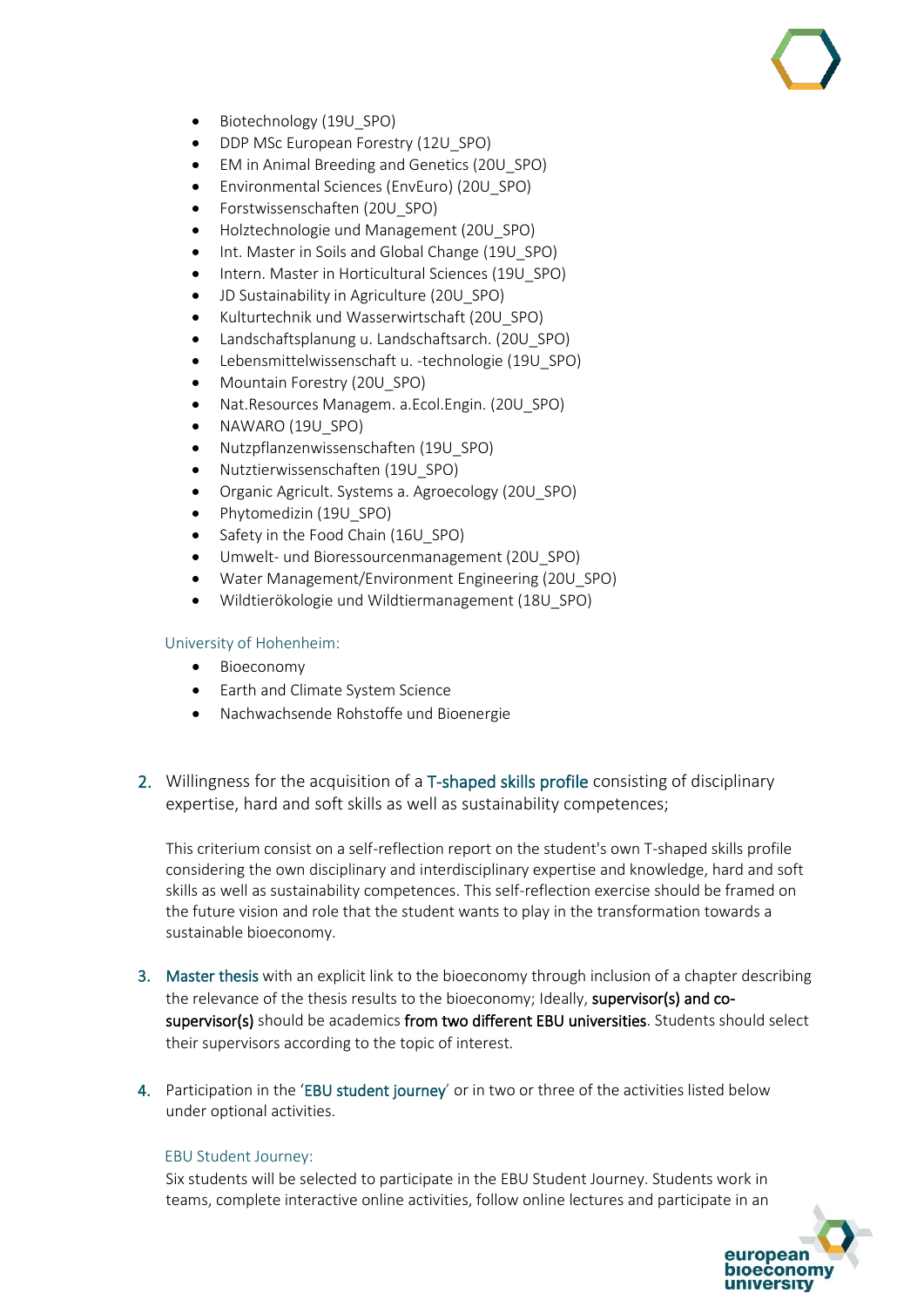- Biotechnology (19U_SPO)
- DDP MSc European Forestry (12U_SPO)
- EM in Animal Breeding and Genetics (20U_SPO)
- Environmental Sciences (EnvEuro) (20U_SPO)
- Forstwissenschaften (20U_SPO)
- Holztechnologie und Management (20U_SPO)
- Int. Master in Soils and Global Change (19U_SPO)
- Intern. Master in Horticultural Sciences (19U_SPO)
- JD Sustainability in Agriculture (20U_SPO)
- Kulturtechnik und Wasserwirtschaft (20U_SPO)
- Landschaftsplanung u. Landschaftsarch. (20U_SPO)
- Lebensmittelwissenschaft u. -technologie (19U_SPO)
- Mountain Forestry (20U_SPO)
- Nat.Resources Managem. a.Ecol.Engin. (20U_SPO)
- NAWARO (19U_SPO)
- Nutzpflanzenwissenschaften (19U_SPO)
- Nutztierwissenschaften (19U_SPO)
- Organic Agricult. Systems a. Agroecology (20U_SPO)
- Phytomedizin (19U_SPO)
- Safety in the Food Chain (16U_SPO)
- Umwelt- und Bioressourcenmanagement (20U_SPO)
- Water Management/Environment Engineering (20U_SPO)
- Wildtierökologie und Wildtiermanagement (18U_SPO)

University of Hohenheim:

- Bioeconomy
- Earth and Climate System Science
- Nachwachsende Rohstoffe und Bioenergie

2. Willingness for the acquisition of a T-shaped skills profile consisting of disciplinary expertise, hard and soft skills as well as sustainability competences;

   This criterium consist on a self-reflection report on the student's own T-shaped skills profile considering the own disciplinary and interdisciplinary expertise and knowledge, hard and soft skills as well as sustainability competences. This self-reflection exercise should be framed on the future vision and role that the student wants to play in the transformation towards a sustainable bioeconomy.

3. Master thesis with an explicit link to the bioeconomy through inclusion of a chapter describing the relevance of the thesis results to the bioeconomy; Ideally, **supervisor(s) and co-supervisor(s)** should be academics **from two different EBU universities**. Students should select their supervisors according to the topic of interest.

4. Participation in the 'EBU student journey' or in two or three of the activities listed below under optional activities.

   EBU Student Journey:

   Six students will be selected to participate in the EBU Student Journey. Students work in teams, complete interactive online activities, follow online lectures and participate in an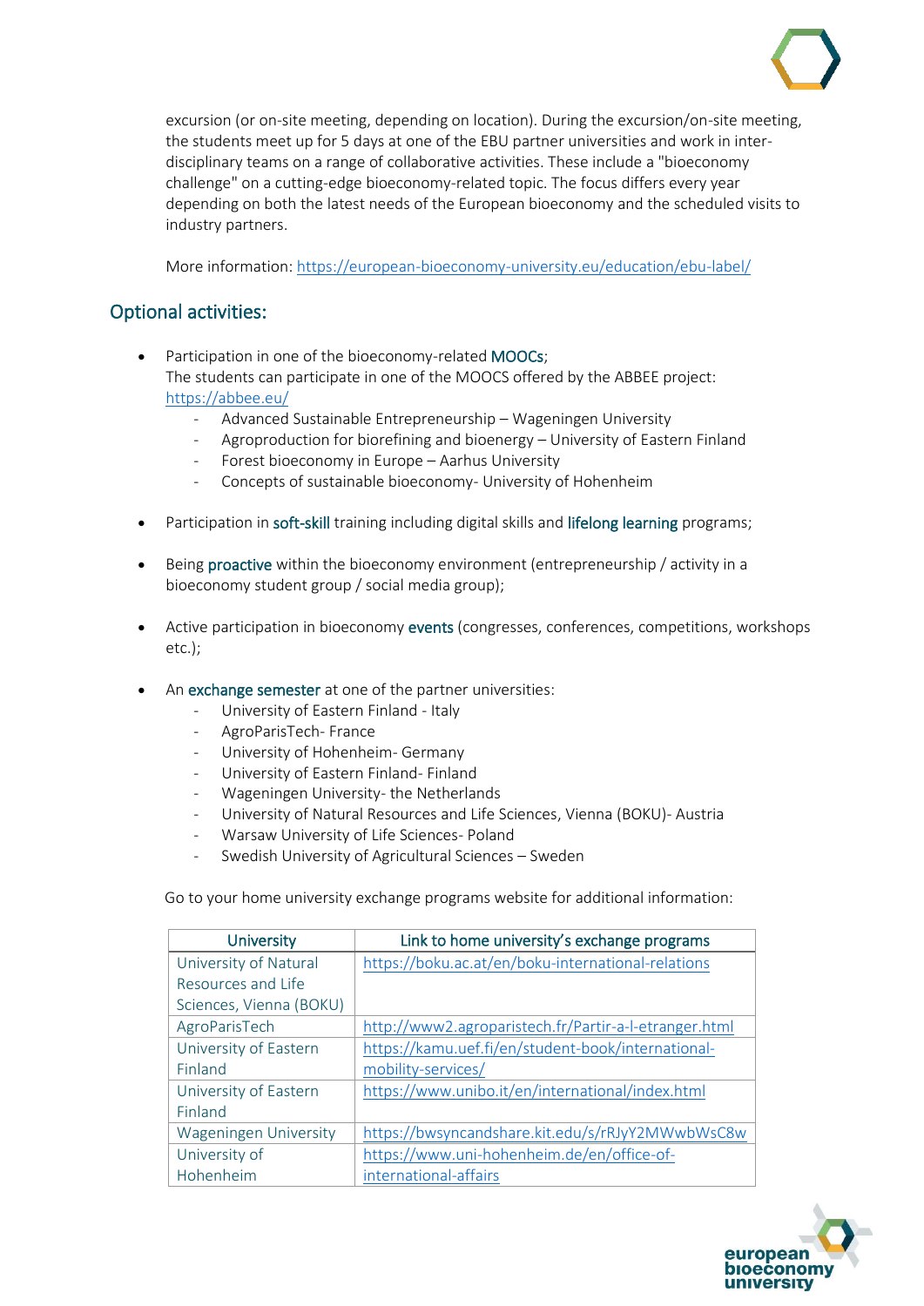excursion (or on-site meeting, depending on location). During the excursion/on-site meeting, the students meet up for 5 days at one of the EBU partner universities and work in inter-disciplinary teams on a range of collaborative activities. These include a "bioeconomy challenge" on a cutting-edge bioeconomy-related topic. The focus differs every year depending on both the latest needs of the European bioeconomy and the scheduled visits to industry partners.

More information: https://european-bioeconomy-university.eu/education/ebu-label/

## Optional activities:

- Participation in one of the bioeconomy-related MOOCs;
  The students can participate in one of the MOOCS offered by the ABBEE project: https://abbee.eu/
  - Advanced Sustainable Entrepreneurship – Wageningen University
  - Agroproduction for biorefining and bioenergy – University of Eastern Finland
  - Forest bioeconomy in Europe – Aarhus University
  - Concepts of sustainable bioeconomy- University of Hohenheim

- Participation in soft-skill training including digital skills and lifelong learning programs;

- Being proactive within the bioeconomy environment (entrepreneurship / activity in a bioeconomy student group / social media group);

- Active participation in bioeconomy events (congresses, conferences, competitions, workshops etc.);

- An exchange semester at one of the partner universities:
  - University of Eastern Finland - Italy
  - AgroParisTech- France
  - University of Hohenheim- Germany
  - University of Eastern Finland- Finland
  - Wageningen University- the Netherlands
  - University of Natural Resources and Life Sciences, Vienna (BOKU)- Austria
  - Warsaw University of Life Sciences- Poland
  - Swedish University of Agricultural Sciences – Sweden

Go to your home university exchange programs website for additional information:

| University | Link to home university's exchange programs |
| --- | --- |
| University of Natural Resources and Life Sciences, Vienna (BOKU) | https://boku.ac.at/en/boku-international-relations |
| AgroParisTech | http://www2.agroparistech.fr/Partir-a-l-etranger.html |
| University of Eastern Finland | https://kamu.uef.fi/en/student-book/international-mobility-services/ |
| University of Eastern Finland | https://www.unibo.it/en/international/index.html |
| Wageningen University | https://bwsyncandshare.kit.edu/s/rRJyY2MWwbWsC8w |
| University of Hohenheim | https://www.uni-hohenheim.de/en/office-of-international-affairs |